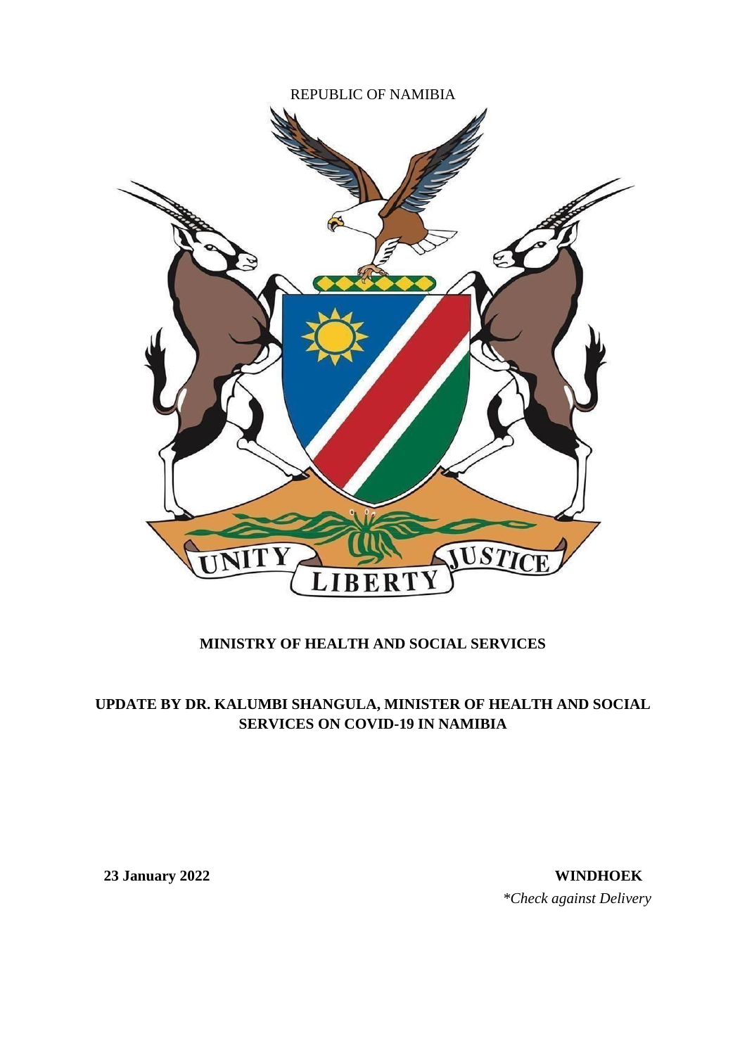REPUBLIC OF NAMIBIA

**MINISTRY OF HEALTH AND SOCIAL SERVICES**

**UPDATE BY DR. KALUMBI SHANGULA, MINISTER OF HEALTH AND SOCIAL SERVICES ON COVID-19 IN NAMIBIA**

**23 January 2022** **WINDHOEK**

*\*Check against Delivery*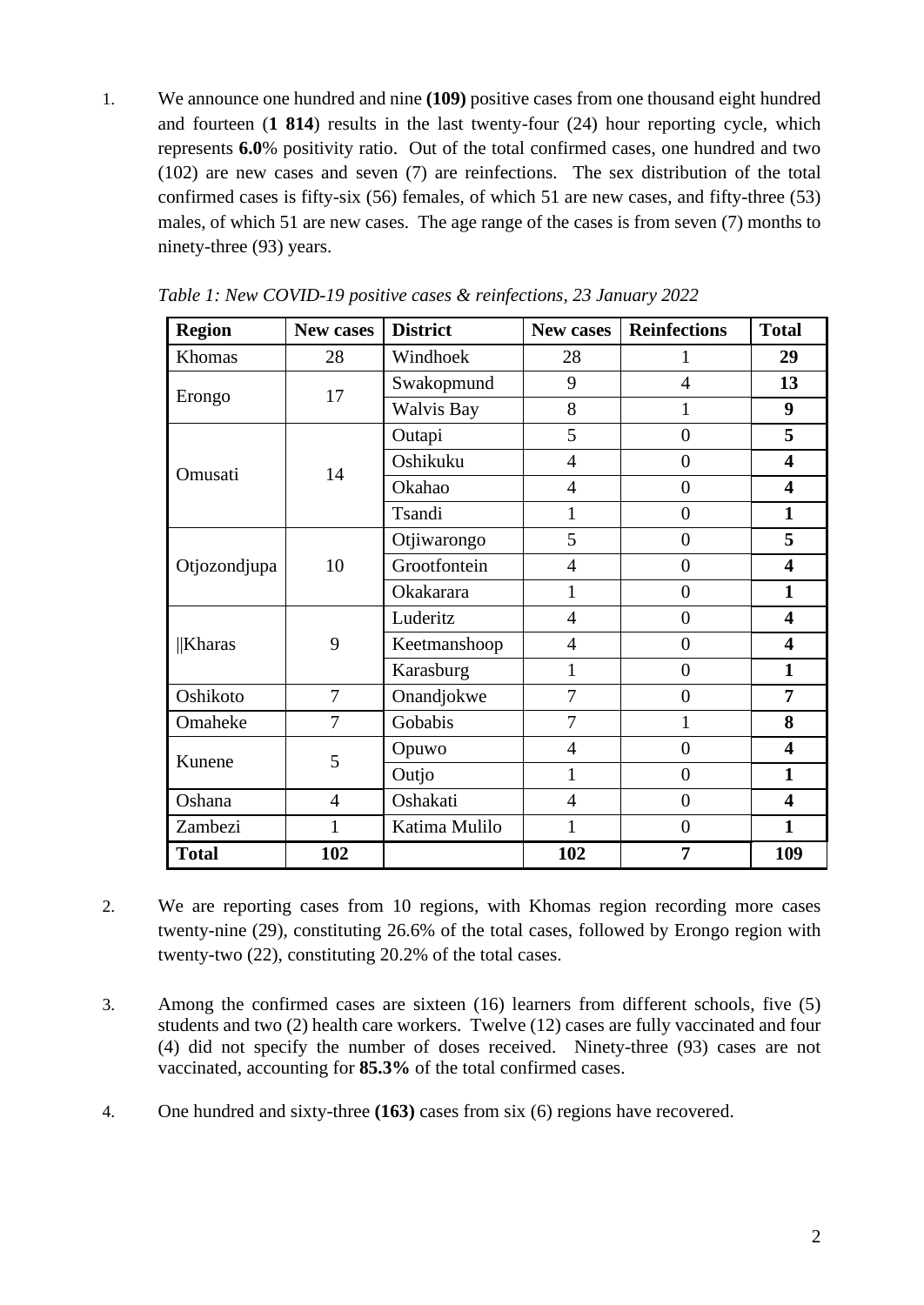1. We announce one hundred and nine **(109)** positive cases from one thousand eight hundred and fourteen (**1 814**) results in the last twenty-four (24) hour reporting cycle, which represents **6.0**% positivity ratio. Out of the total confirmed cases, one hundred and two (102) are new cases and seven (7) are reinfections. The sex distribution of the total confirmed cases is fifty-six (56) females, of which 51 are new cases, and fifty-three (53) males, of which 51 are new cases. The age range of the cases is from seven (7) months to ninety-three (93) years.

*Table 1: New COVID-19 positive cases & reinfections, 23 January 2022*

| Region | New cases | District | New cases | Reinfections | Total |
|---|---|---|---|---|---|
| Khomas | 28 | Windhoek | 28 | 1 | **29** |
| Erongo | 17 | Swakopmund | 9 | 4 | **13** |
| | | Walvis Bay | 8 | 1 | **9** |
| Omusati | 14 | Outapi | 5 | 0 | **5** |
| | | Oshikuku | 4 | 0 | **4** |
| | | Okahao | 4 | 0 | **4** |
| | | Tsandi | 1 | 0 | **1** |
| Otjozondjupa | 10 | Otjiwarongo | 5 | 0 | **5** |
| | | Grootfontein | 4 | 0 | **4** |
| | | Okakarara | 1 | 0 | **1** |
| ǁKharas | 9 | Luderitz | 4 | 0 | **4** |
| | | Keetmanshoop | 4 | 0 | **4** |
| | | Karasburg | 1 | 0 | **1** |
| Oshikoto | 7 | Onandjokwe | 7 | 0 | **7** |
| Omaheke | 7 | Gobabis | 7 | 1 | **8** |
| Kunene | 5 | Opuwo | 4 | 0 | **4** |
| | | Outjo | 1 | 0 | **1** |
| Oshana | 4 | Oshakati | 4 | 0 | **4** |
| Zambezi | 1 | Katima Mulilo | 1 | 0 | **1** |
| **Total** | **102** | | **102** | **7** | **109** |

2. We are reporting cases from 10 regions, with Khomas region recording more cases twenty-nine (29), constituting 26.6% of the total cases, followed by Erongo region with twenty-two (22), constituting 20.2% of the total cases.

3. Among the confirmed cases are sixteen (16) learners from different schools, five (5) students and two (2) health care workers. Twelve (12) cases are fully vaccinated and four (4) did not specify the number of doses received. Ninety-three (93) cases are not vaccinated, accounting for **85.3%** of the total confirmed cases.

4. One hundred and sixty-three **(163)** cases from six (6) regions have recovered.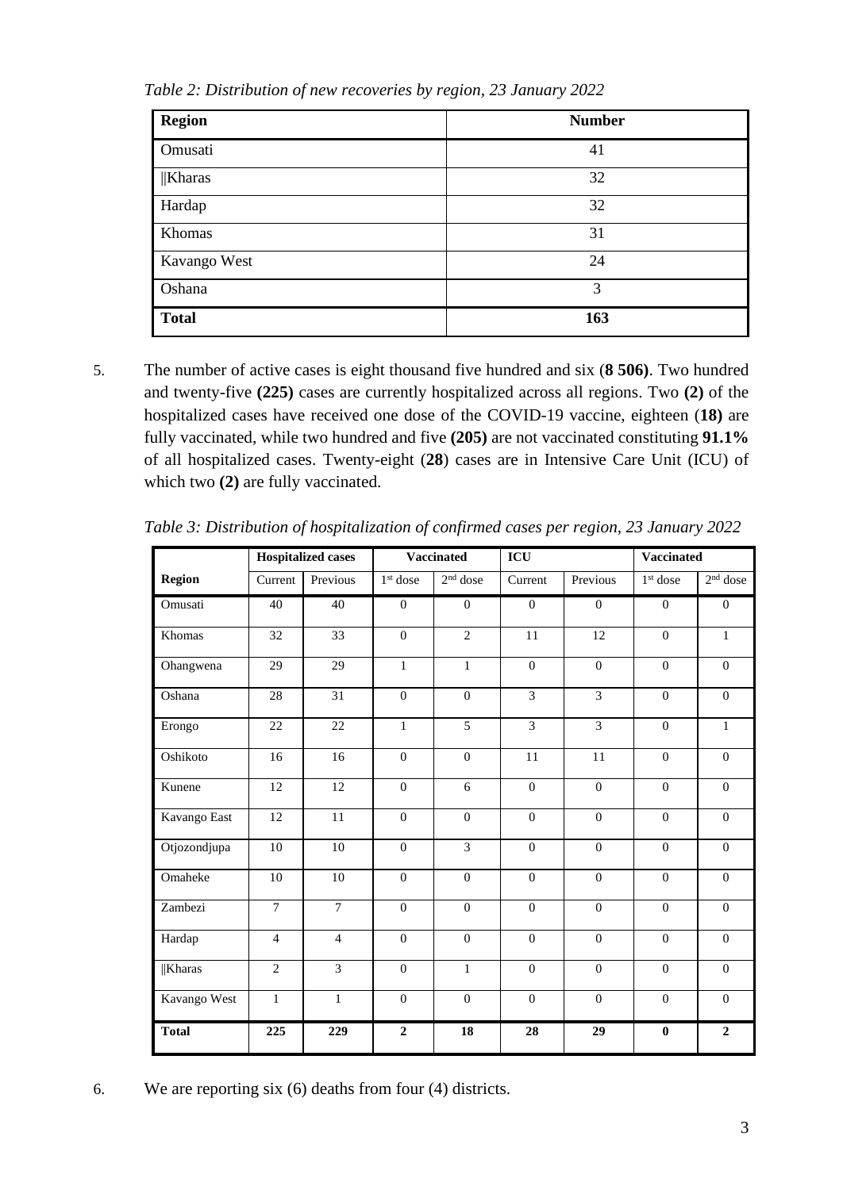*Table 2: Distribution of new recoveries by region, 23 January 2022*

| Region | Number |
|---|---|
| Omusati | 41 |
| ǁKharas | 32 |
| Hardap | 32 |
| Khomas | 31 |
| Kavango West | 24 |
| Oshana | 3 |
| **Total** | **163** |

5. The number of active cases is eight thousand five hundred and six (**8 506)**. Two hundred and twenty-five **(225)** cases are currently hospitalized across all regions. Two **(2)** of the hospitalized cases have received one dose of the COVID-19 vaccine, eighteen (**18)** are fully vaccinated, while two hundred and five **(205)** are not vaccinated constituting **91.1%** of all hospitalized cases. Twenty-eight (**28**) cases are in Intensive Care Unit (ICU) of which two **(2)** are fully vaccinated.

*Table 3: Distribution of hospitalization of confirmed cases per region, 23 January 2022*

| | Hospitalized cases | | Vaccinated | | ICU | | Vaccinated | |
|---|---|---|---|---|---|---|---|---|
| **Region** | Current | Previous | 1st dose | 2nd dose | Current | Previous | 1st dose | 2nd dose |
| Omusati | 40 | 40 | 0 | 0 | 0 | 0 | 0 | 0 |
| Khomas | 32 | 33 | 0 | 2 | 11 | 12 | 0 | 1 |
| Ohangwena | 29 | 29 | 1 | 1 | 0 | 0 | 0 | 0 |
| Oshana | 28 | 31 | 0 | 0 | 3 | 3 | 0 | 0 |
| Erongo | 22 | 22 | 1 | 5 | 3 | 3 | 0 | 1 |
| Oshikoto | 16 | 16 | 0 | 0 | 11 | 11 | 0 | 0 |
| Kunene | 12 | 12 | 0 | 6 | 0 | 0 | 0 | 0 |
| Kavango East | 12 | 11 | 0 | 0 | 0 | 0 | 0 | 0 |
| Otjozondjupa | 10 | 10 | 0 | 3 | 0 | 0 | 0 | 0 |
| Omaheke | 10 | 10 | 0 | 0 | 0 | 0 | 0 | 0 |
| Zambezi | 7 | 7 | 0 | 0 | 0 | 0 | 0 | 0 |
| Hardap | 4 | 4 | 0 | 0 | 0 | 0 | 0 | 0 |
| ǁKharas | 2 | 3 | 0 | 1 | 0 | 0 | 0 | 0 |
| Kavango West | 1 | 1 | 0 | 0 | 0 | 0 | 0 | 0 |
| **Total** | **225** | **229** | **2** | **18** | **28** | **29** | **0** | **2** |

6. We are reporting six (6) deaths from four (4) districts.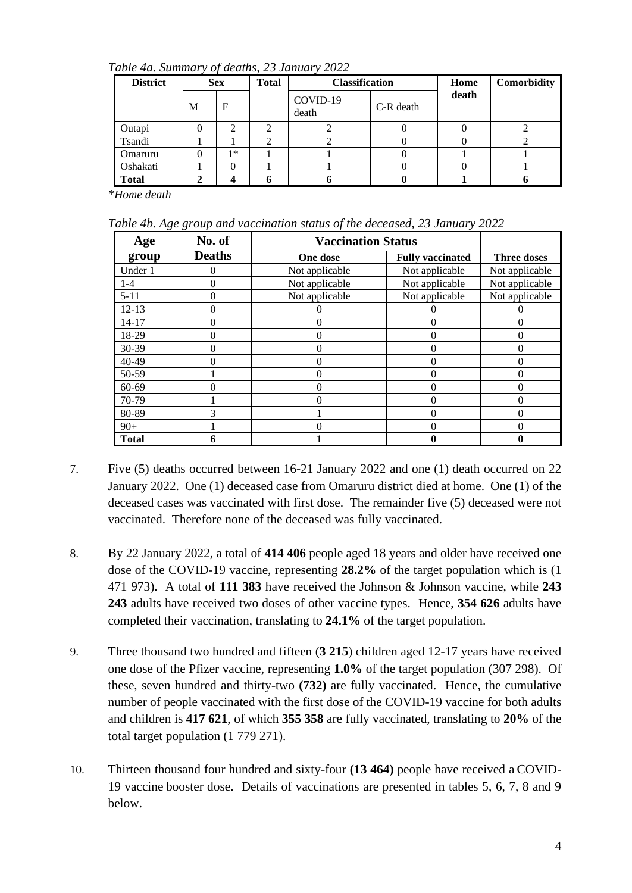*Table 4a. Summary of deaths, 23 January 2022*

| District | Sex | | Total | Classification | | Home death | Comorbidity |
|---|---|---|---|---|---|---|---|
| | M | F | | COVID-19 death | C-R death | | |
| Outapi | 0 | 2 | 2 | 2 | 0 | 0 | 2 |
| Tsandi | 1 | 1 | 2 | 2 | 0 | 0 | 2 |
| Omaruru | 0 | 1* | 1 | 1 | 0 | 1 | 1 |
| Oshakati | 1 | 0 | 1 | 1 | 0 | 0 | 1 |
| **Total** | **2** | **4** | **6** | **6** | **0** | **1** | **6** |

**Home death*

*Table 4b. Age group and vaccination status of the deceased, 23 January 2022*

| Age group | No. of Deaths | Vaccination Status | | |
|---|---|---|---|---|
| | | One dose | Fully vaccinated | Three doses |
| Under 1 | 0 | Not applicable | Not applicable | Not applicable |
| 1-4 | 0 | Not applicable | Not applicable | Not applicable |
| 5-11 | 0 | Not applicable | Not applicable | Not applicable |
| 12-13 | 0 | 0 | 0 | 0 |
| 14-17 | 0 | 0 | 0 | 0 |
| 18-29 | 0 | 0 | 0 | 0 |
| 30-39 | 0 | 0 | 0 | 0 |
| 40-49 | 0 | 0 | 0 | 0 |
| 50-59 | 1 | 0 | 0 | 0 |
| 60-69 | 0 | 0 | 0 | 0 |
| 70-79 | 1 | 0 | 0 | 0 |
| 80-89 | 3 | 1 | 0 | 0 |
| 90+ | 1 | 0 | 0 | 0 |
| **Total** | **6** | **1** | **0** | **0** |

7. Five (5) deaths occurred between 16-21 January 2022 and one (1) death occurred on 22 January 2022. One (1) deceased case from Omaruru district died at home. One (1) of the deceased cases was vaccinated with first dose. The remainder five (5) deceased were not vaccinated. Therefore none of the deceased was fully vaccinated.

8. By 22 January 2022, a total of **414 406** people aged 18 years and older have received one dose of the COVID-19 vaccine, representing **28.2%** of the target population which is (1 471 973). A total of **111 383** have received the Johnson & Johnson vaccine, while **243 243** adults have received two doses of other vaccine types. Hence, **354 626** adults have completed their vaccination, translating to **24.1%** of the target population.

9. Three thousand two hundred and fifteen (**3 215**) children aged 12-17 years have received one dose of the Pfizer vaccine, representing **1.0%** of the target population (307 298). Of these, seven hundred and thirty-two **(732)** are fully vaccinated. Hence, the cumulative number of people vaccinated with the first dose of the COVID-19 vaccine for both adults and children is **417 621**, of which **355 358** are fully vaccinated, translating to **20%** of the total target population (1 779 271).

10. Thirteen thousand four hundred and sixty-four **(13 464)** people have received a COVID-19 vaccine booster dose. Details of vaccinations are presented in tables 5, 6, 7, 8 and 9 below.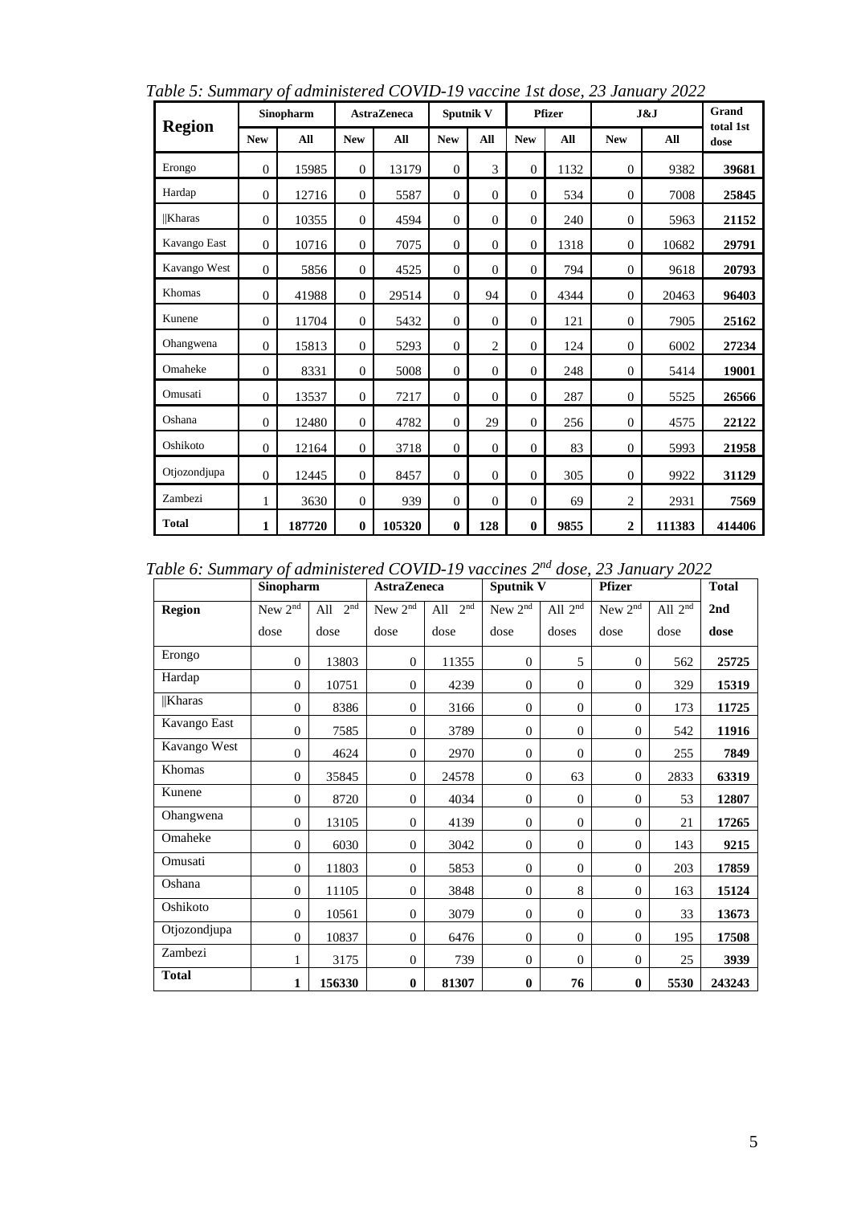*Table 5: Summary of administered COVID-19 vaccine 1st dose, 23 January 2022*

| Region | Sinopharm | | AstraZeneca | | Sputnik V | | Pfizer | | J&J | | Grand total 1st dose |
|---|---|---|---|---|---|---|---|---|---|---|---|
| | New | All | New | All | New | All | New | All | New | All | |
| Erongo | 0 | 15985 | 0 | 13179 | 0 | 3 | 0 | 1132 | 0 | 9382 | **39681** |
| Hardap | 0 | 12716 | 0 | 5587 | 0 | 0 | 0 | 534 | 0 | 7008 | **25845** |
| ǁKharas | 0 | 10355 | 0 | 4594 | 0 | 0 | 0 | 240 | 0 | 5963 | **21152** |
| Kavango East | 0 | 10716 | 0 | 7075 | 0 | 0 | 0 | 1318 | 0 | 10682 | **29791** |
| Kavango West | 0 | 5856 | 0 | 4525 | 0 | 0 | 0 | 794 | 0 | 9618 | **20793** |
| Khomas | 0 | 41988 | 0 | 29514 | 0 | 94 | 0 | 4344 | 0 | 20463 | **96403** |
| Kunene | 0 | 11704 | 0 | 5432 | 0 | 0 | 0 | 121 | 0 | 7905 | **25162** |
| Ohangwena | 0 | 15813 | 0 | 5293 | 0 | 2 | 0 | 124 | 0 | 6002 | **27234** |
| Omaheke | 0 | 8331 | 0 | 5008 | 0 | 0 | 0 | 248 | 0 | 5414 | **19001** |
| Omusati | 0 | 13537 | 0 | 7217 | 0 | 0 | 0 | 287 | 0 | 5525 | **26566** |
| Oshana | 0 | 12480 | 0 | 4782 | 0 | 29 | 0 | 256 | 0 | 4575 | **22122** |
| Oshikoto | 0 | 12164 | 0 | 3718 | 0 | 0 | 0 | 83 | 0 | 5993 | **21958** |
| Otjozondjupa | 0 | 12445 | 0 | 8457 | 0 | 0 | 0 | 305 | 0 | 9922 | **31129** |
| Zambezi | 1 | 3630 | 0 | 939 | 0 | 0 | 0 | 69 | 2 | 2931 | **7569** |
| **Total** | **1** | **187720** | **0** | **105320** | **0** | **128** | **0** | **9855** | **2** | **111383** | **414406** |

*Table 6: Summary of administered COVID-19 vaccines 2nd dose, 23 January 2022*

| | Sinopharm | | AstraZeneca | | Sputnik V | | Pfizer | | Total |
|---|---|---|---|---|---|---|---|---|---|
| **Region** | New 2nd dose | All 2nd dose | New 2nd dose | All 2nd dose | New 2nd dose | All 2nd doses | New 2nd dose | All 2nd dose | **2nd dose** |
| Erongo | 0 | 13803 | 0 | 11355 | 0 | 5 | 0 | 562 | **25725** |
| Hardap | 0 | 10751 | 0 | 4239 | 0 | 0 | 0 | 329 | **15319** |
| ǁKharas | 0 | 8386 | 0 | 3166 | 0 | 0 | 0 | 173 | **11725** |
| Kavango East | 0 | 7585 | 0 | 3789 | 0 | 0 | 0 | 542 | **11916** |
| Kavango West | 0 | 4624 | 0 | 2970 | 0 | 0 | 0 | 255 | **7849** |
| Khomas | 0 | 35845 | 0 | 24578 | 0 | 63 | 0 | 2833 | **63319** |
| Kunene | 0 | 8720 | 0 | 4034 | 0 | 0 | 0 | 53 | **12807** |
| Ohangwena | 0 | 13105 | 0 | 4139 | 0 | 0 | 0 | 21 | **17265** |
| Omaheke | 0 | 6030 | 0 | 3042 | 0 | 0 | 0 | 143 | **9215** |
| Omusati | 0 | 11803 | 0 | 5853 | 0 | 0 | 0 | 203 | **17859** |
| Oshana | 0 | 11105 | 0 | 3848 | 0 | 8 | 0 | 163 | **15124** |
| Oshikoto | 0 | 10561 | 0 | 3079 | 0 | 0 | 0 | 33 | **13673** |
| Otjozondjupa | 0 | 10837 | 0 | 6476 | 0 | 0 | 0 | 195 | **17508** |
| Zambezi | 1 | 3175 | 0 | 739 | 0 | 0 | 0 | 25 | **3939** |
| **Total** | **1** | **156330** | **0** | **81307** | **0** | **76** | **0** | **5530** | **243243** |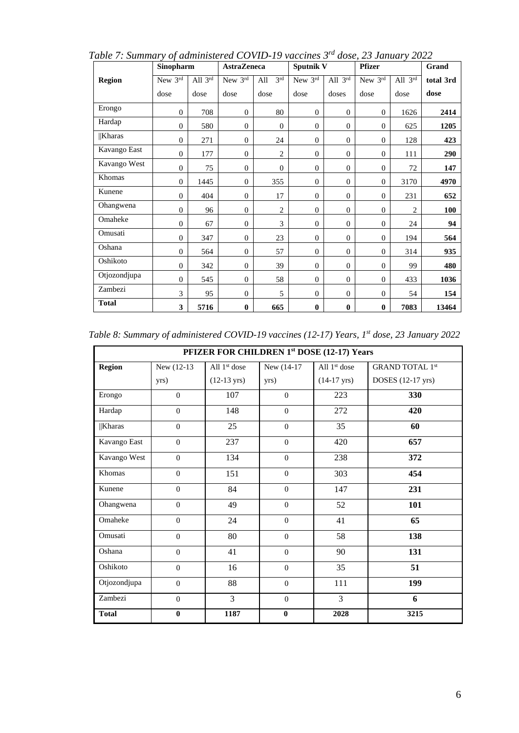*Table 7: Summary of administered COVID-19 vaccines 3rd dose, 23 January 2022*

| Region | Sinopharm | | AstraZeneca | | Sputnik V | | Pfizer | | Grand |
|---|---|---|---|---|---|---|---|---|---|
| | New 3rd dose | All 3rd dose | New 3rd dose | All 3rd dose | New 3rd dose | All 3rd doses | New 3rd dose | All 3rd dose | total 3rd dose |
| Erongo | 0 | 708 | 0 | 80 | 0 | 0 | 0 | 1626 | **2414** |
| Hardap | 0 | 580 | 0 | 0 | 0 | 0 | 0 | 625 | **1205** |
| ǁKharas | 0 | 271 | 0 | 24 | 0 | 0 | 0 | 128 | **423** |
| Kavango East | 0 | 177 | 0 | 2 | 0 | 0 | 0 | 111 | **290** |
| Kavango West | 0 | 75 | 0 | 0 | 0 | 0 | 0 | 72 | **147** |
| Khomas | 0 | 1445 | 0 | 355 | 0 | 0 | 0 | 3170 | **4970** |
| Kunene | 0 | 404 | 0 | 17 | 0 | 0 | 0 | 231 | **652** |
| Ohangwena | 0 | 96 | 0 | 2 | 0 | 0 | 0 | 2 | **100** |
| Omaheke | 0 | 67 | 0 | 3 | 0 | 0 | 0 | 24 | **94** |
| Omusati | 0 | 347 | 0 | 23 | 0 | 0 | 0 | 194 | **564** |
| Oshana | 0 | 564 | 0 | 57 | 0 | 0 | 0 | 314 | **935** |
| Oshikoto | 0 | 342 | 0 | 39 | 0 | 0 | 0 | 99 | **480** |
| Otjozondjupa | 0 | 545 | 0 | 58 | 0 | 0 | 0 | 433 | **1036** |
| Zambezi | 3 | 95 | 0 | 5 | 0 | 0 | 0 | 54 | **154** |
| **Total** | **3** | **5716** | **0** | **665** | **0** | **0** | **0** | **7083** | **13464** |

*Table 8: Summary of administered COVID-19 vaccines (12-17) Years, 1st dose, 23 January 2022*

| PFIZER FOR CHILDREN 1st DOSE (12-17) Years | | | | | |
|---|---|---|---|---|---|
| **Region** | New (12-13 yrs) | All 1st dose (12-13 yrs) | New (14-17 yrs) | All 1st dose (14-17 yrs) | GRAND TOTAL 1st DOSES (12-17 yrs) |
| Erongo | 0 | 107 | 0 | 223 | **330** |
| Hardap | 0 | 148 | 0 | 272 | **420** |
| ǁKharas | 0 | 25 | 0 | 35 | **60** |
| Kavango East | 0 | 237 | 0 | 420 | **657** |
| Kavango West | 0 | 134 | 0 | 238 | **372** |
| Khomas | 0 | 151 | 0 | 303 | **454** |
| Kunene | 0 | 84 | 0 | 147 | **231** |
| Ohangwena | 0 | 49 | 0 | 52 | **101** |
| Omaheke | 0 | 24 | 0 | 41 | **65** |
| Omusati | 0 | 80 | 0 | 58 | **138** |
| Oshana | 0 | 41 | 0 | 90 | **131** |
| Oshikoto | 0 | 16 | 0 | 35 | **51** |
| Otjozondjupa | 0 | 88 | 0 | 111 | **199** |
| Zambezi | 0 | 3 | 0 | 3 | **6** |
| **Total** | **0** | **1187** | **0** | **2028** | **3215** |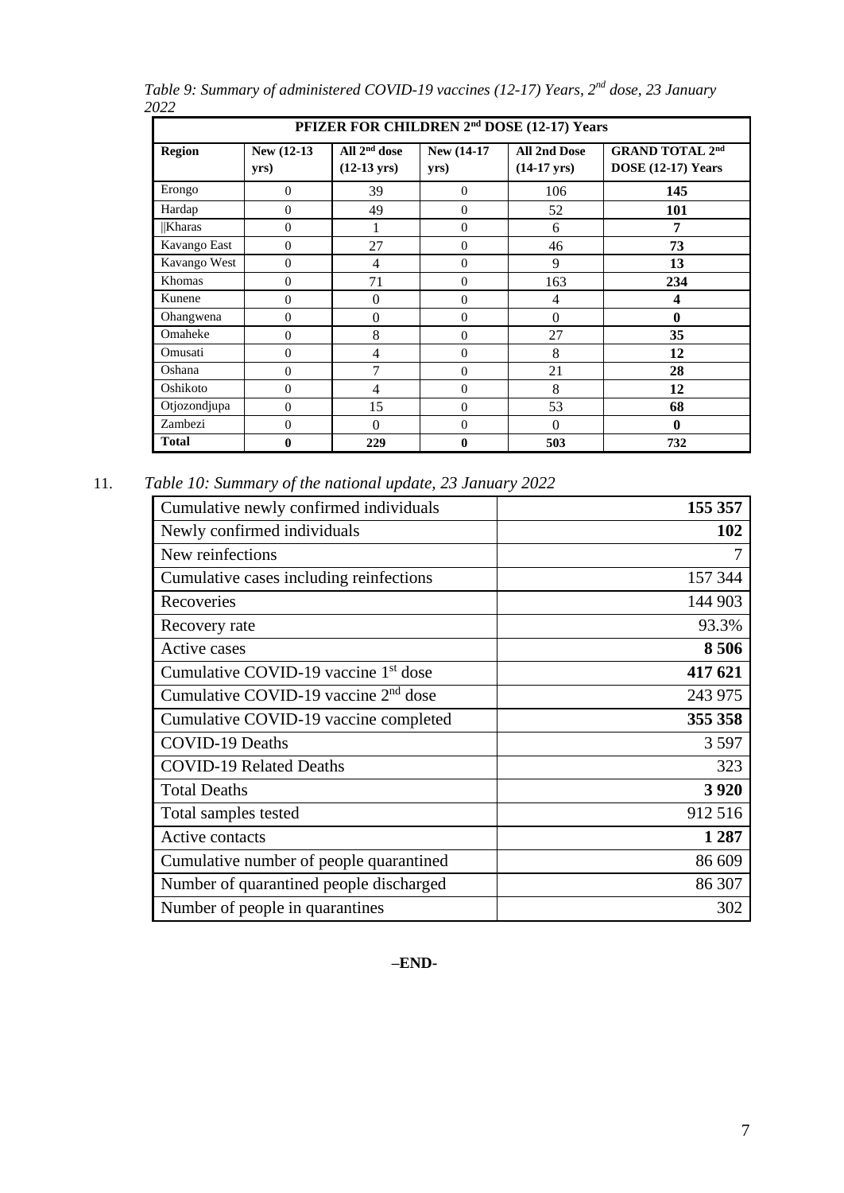*Table 9: Summary of administered COVID-19 vaccines (12-17) Years, 2nd dose, 23 January 2022*

| PFIZER FOR CHILDREN 2nd DOSE (12-17) Years | | | | | |
|---|---|---|---|---|---|
| **Region** | **New (12-13 yrs)** | **All 2nd dose (12-13 yrs)** | **New (14-17 yrs)** | **All 2nd Dose (14-17 yrs)** | **GRAND TOTAL 2nd DOSE (12-17) Years** |
| Erongo | 0 | 39 | 0 | 106 | **145** |
| Hardap | 0 | 49 | 0 | 52 | **101** |
| ǁKharas | 0 | 1 | 0 | 6 | **7** |
| Kavango East | 0 | 27 | 0 | 46 | **73** |
| Kavango West | 0 | 4 | 0 | 9 | **13** |
| Khomas | 0 | 71 | 0 | 163 | **234** |
| Kunene | 0 | 0 | 0 | 4 | **4** |
| Ohangwena | 0 | 0 | 0 | 0 | **0** |
| Omaheke | 0 | 8 | 0 | 27 | **35** |
| Omusati | 0 | 4 | 0 | 8 | **12** |
| Oshana | 0 | 7 | 0 | 21 | **28** |
| Oshikoto | 0 | 4 | 0 | 8 | **12** |
| Otjozondjupa | 0 | 15 | 0 | 53 | **68** |
| Zambezi | 0 | 0 | 0 | 0 | **0** |
| **Total** | **0** | **229** | **0** | **503** | **732** |

11. *Table 10: Summary of the national update, 23 January 2022*

| | |
|---|---|
| Cumulative newly confirmed individuals | **155 357** |
| Newly confirmed individuals | **102** |
| New reinfections | 7 |
| Cumulative cases including reinfections | 157 344 |
| Recoveries | 144 903 |
| Recovery rate | 93.3% |
| Active cases | **8 506** |
| Cumulative COVID-19 vaccine 1st dose | **417 621** |
| Cumulative COVID-19 vaccine 2nd dose | 243 975 |
| Cumulative COVID-19 vaccine completed | **355 358** |
| COVID-19 Deaths | 3 597 |
| COVID-19 Related Deaths | 323 |
| Total Deaths | **3 920** |
| Total samples tested | 912 516 |
| Active contacts | **1 287** |
| Cumulative number of people quarantined | 86 609 |
| Number of quarantined people discharged | 86 307 |
| Number of people in quarantines | 302 |

**–END-**